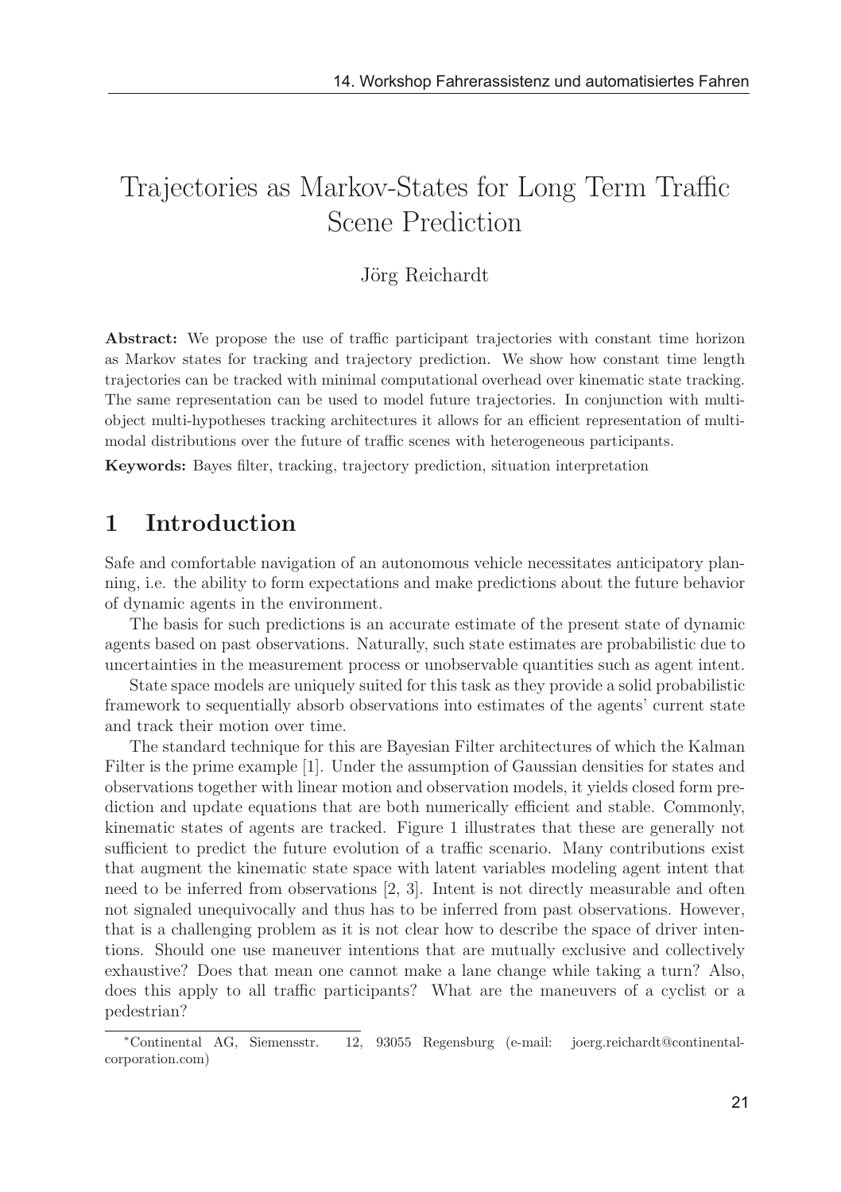# Trajectories as Markov-States for Long Term Traffic Scene Prediction

Jörg Reichardt

**Abstract:** We propose the use of traffic participant trajectories with constant time horizon as Markov states for tracking and trajectory prediction. We show how constant time length trajectories can be tracked with minimal computational overhead over kinematic state tracking. The same representation can be used to model future trajectories. In conjunction with multi-object multi-hypotheses tracking architectures it allows for an efficient representation of multi-modal distributions over the future of traffic scenes with heterogeneous participants.

**Keywords:** Bayes filter, tracking, trajectory prediction, situation interpretation

## 1 Introduction

Safe and comfortable navigation of an autonomous vehicle necessitates anticipatory planning, i.e. the ability to form expectations and make predictions about the future behavior of dynamic agents in the environment.

The basis for such predictions is an accurate estimate of the present state of dynamic agents based on past observations. Naturally, such state estimates are probabilistic due to uncertainties in the measurement process or unobservable quantities such as agent intent.

State space models are uniquely suited for this task as they provide a solid probabilistic framework to sequentially absorb observations into estimates of the agents' current state and track their motion over time.

The standard technique for this are Bayesian Filter architectures of which the Kalman Filter is the prime example [1]. Under the assumption of Gaussian densities for states and observations together with linear motion and observation models, it yields closed form prediction and update equations that are both numerically efficient and stable. Commonly, kinematic states of agents are tracked. Figure 1 illustrates that these are generally not sufficient to predict the future evolution of a traffic scenario. Many contributions exist that augment the kinematic state space with latent variables modeling agent intent that need to be inferred from observations [2, 3]. Intent is not directly measurable and often not signaled unequivocally and thus has to be inferred from past observations. However, that is a challenging problem as it is not clear how to describe the space of driver intentions. Should one use maneuver intentions that are mutually exclusive and collectively exhaustive? Does that mean one cannot make a lane change while taking a turn? Also, does this apply to all traffic participants? What are the maneuvers of a cyclist or a pedestrian?

*Continental AG, Siemensstr. 12, 93055 Regensburg (e-mail: joerg.reichardt@continental-corporation.com)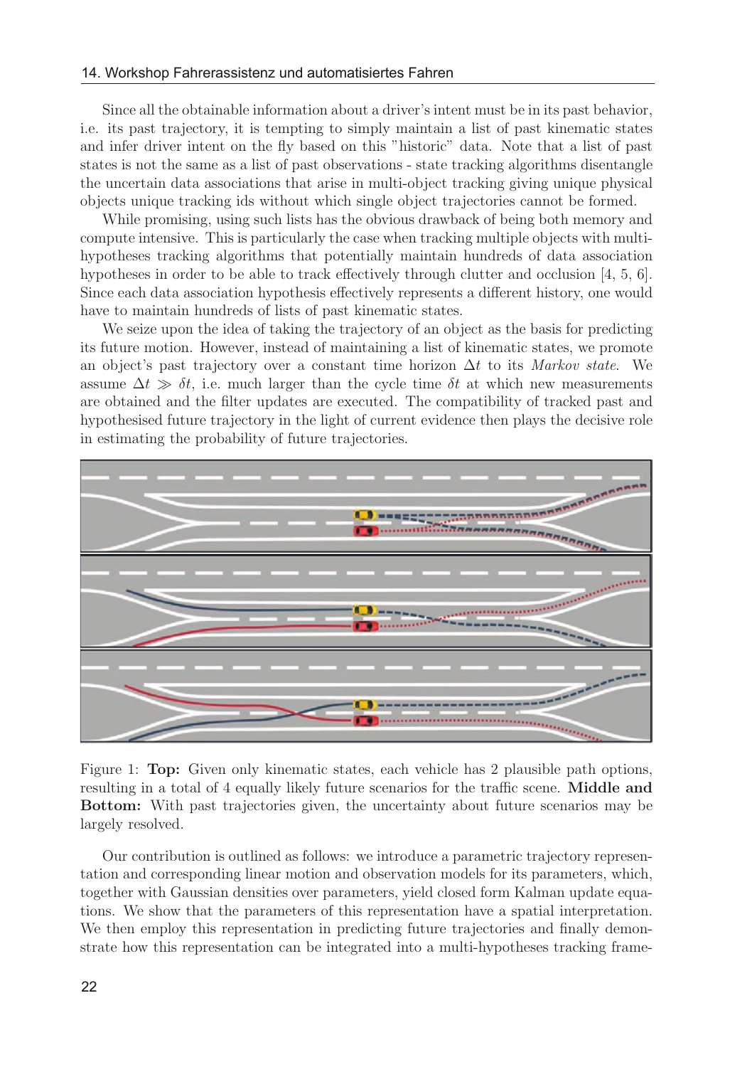Since all the obtainable information about a driver's intent must be in its past behavior, i.e. its past trajectory, it is tempting to simply maintain a list of past kinematic states and infer driver intent on the fly based on this "historic" data. Note that a list of past states is not the same as a list of past observations - state tracking algorithms disentangle the uncertain data associations that arise in multi-object tracking giving unique physical objects unique tracking ids without which single object trajectories cannot be formed.

While promising, using such lists has the obvious drawback of being both memory and compute intensive. This is particularly the case when tracking multiple objects with multi-hypotheses tracking algorithms that potentially maintain hundreds of data association hypotheses in order to be able to track effectively through clutter and occlusion [4, 5, 6]. Since each data association hypothesis effectively represents a different history, one would have to maintain hundreds of lists of past kinematic states.

We seize upon the idea of taking the trajectory of an object as the basis for predicting its future motion. However, instead of maintaining a list of kinematic states, we promote an object's past trajectory over a constant time horizon $\Delta t$ to its *Markov state*. We assume $\Delta t \gg \delta t$, i.e. much larger than the cycle time $\delta t$ at which new measurements are obtained and the filter updates are executed. The compatibility of tracked past and hypothesised future trajectory in the light of current evidence then plays the decisive role in estimating the probability of future trajectories.

Figure 1: **Top:** Given only kinematic states, each vehicle has 2 plausible path options, resulting in a total of 4 equally likely future scenarios for the traffic scene. **Middle and Bottom:** With past trajectories given, the uncertainty about future scenarios may be largely resolved.

Our contribution is outlined as follows: we introduce a parametric trajectory representation and corresponding linear motion and observation models for its parameters, which, together with Gaussian densities over parameters, yield closed form Kalman update equations. We show that the parameters of this representation have a spatial interpretation. We then employ this representation in predicting future trajectories and finally demonstrate how this representation can be integrated into a multi-hypotheses tracking frame-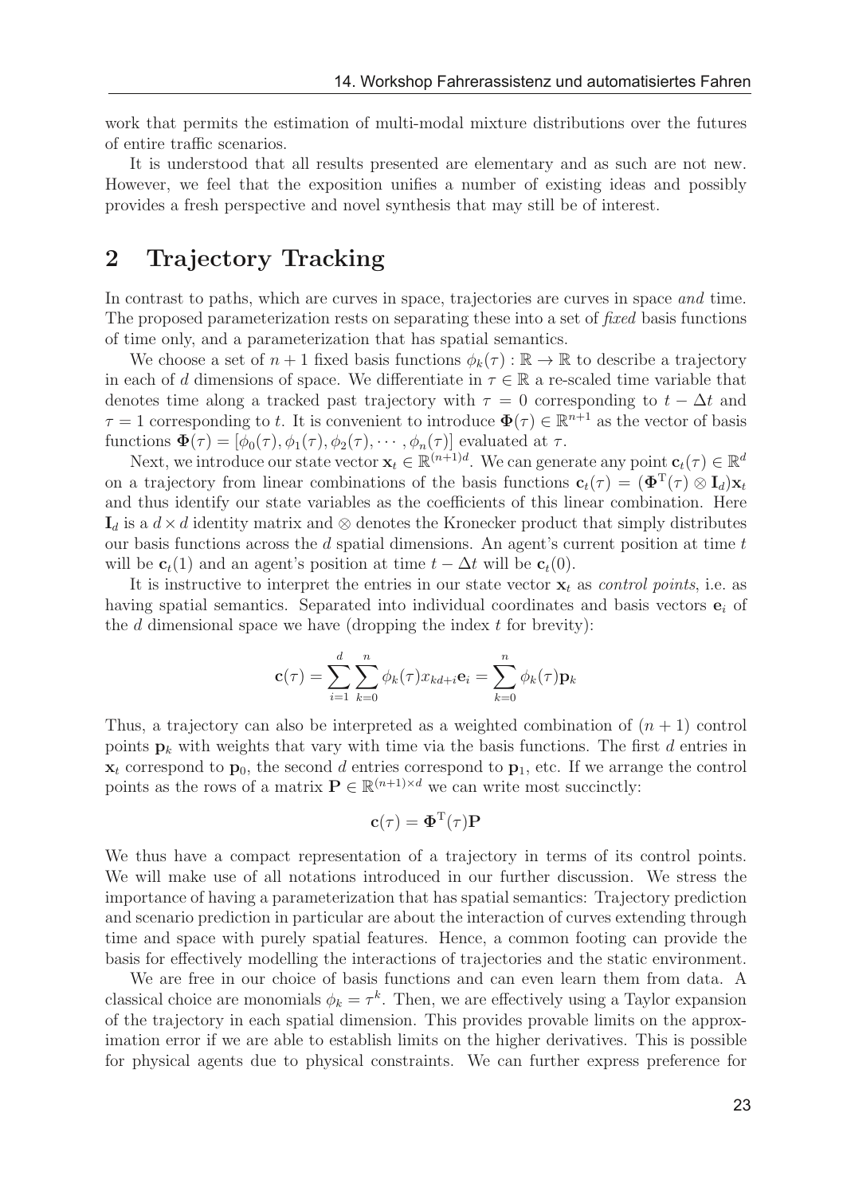work that permits the estimation of multi-modal mixture distributions over the futures of entire traffic scenarios.

It is understood that all results presented are elementary and as such are not new. However, we feel that the exposition unifies a number of existing ideas and possibly provides a fresh perspective and novel synthesis that may still be of interest.

## 2 Trajectory Tracking

In contrast to paths, which are curves in space, trajectories are curves in space *and* time. The proposed parameterization rests on separating these into a set of *fixed* basis functions of time only, and a parameterization that has spatial semantics.

We choose a set of $n+1$ fixed basis functions $\phi_k(\tau) : \mathbb{R} \rightarrow \mathbb{R}$ to describe a trajectory in each of $d$ dimensions of space. We differentiate in $\tau \in \mathbb{R}$ a re-scaled time variable that denotes time along a tracked past trajectory with $\tau = 0$ corresponding to $t - \Delta t$ and $\tau = 1$ corresponding to $t$. It is convenient to introduce $\mathbf{\Phi}(\tau) \in \mathbb{R}^{n+1}$ as the vector of basis functions $\mathbf{\Phi}(\tau) = [\phi_0(\tau), \phi_1(\tau), \phi_2(\tau), \cdots, \phi_n(\tau)]$ evaluated at $\tau$.

Next, we introduce our state vector $\mathbf{x}_t \in \mathbb{R}^{(n+1)d}$. We can generate any point $\mathbf{c}_t(\tau) \in \mathbb{R}^d$ on a trajectory from linear combinations of the basis functions $\mathbf{c}_t(\tau) = (\mathbf{\Phi}^{\mathrm{T}}(\tau) \otimes \mathbf{I}_d)\mathbf{x}_t$ and thus identify our state variables as the coefficients of this linear combination. Here $\mathbf{I}_d$ is a $d \times d$ identity matrix and $\otimes$ denotes the Kronecker product that simply distributes our basis functions across the $d$ spatial dimensions. An agent's current position at time $t$ will be $\mathbf{c}_t(1)$ and an agent's position at time $t - \Delta t$ will be $\mathbf{c}_t(0)$.

It is instructive to interpret the entries in our state vector $\mathbf{x}_t$ as *control points*, i.e. as having spatial semantics. Separated into individual coordinates and basis vectors $\mathbf{e}_i$ of the $d$ dimensional space we have (dropping the index $t$ for brevity):

$$\mathbf{c}(\tau) = \sum_{i=1}^{d} \sum_{k=0}^{n} \phi_k(\tau) x_{kd+i} \mathbf{e}_i = \sum_{k=0}^{n} \phi_k(\tau) \mathbf{p}_k$$

Thus, a trajectory can also be interpreted as a weighted combination of $(n+1)$ control points $\mathbf{p}_k$ with weights that vary with time via the basis functions. The first $d$ entries in $\mathbf{x}_t$ correspond to $\mathbf{p}_0$, the second $d$ entries correspond to $\mathbf{p}_1$, etc. If we arrange the control points as the rows of a matrix $\mathbf{P} \in \mathbb{R}^{(n+1)\times d}$ we can write most succinctly:

$$\mathbf{c}(\tau) = \mathbf{\Phi}^{\mathrm{T}}(\tau)\mathbf{P}$$

We thus have a compact representation of a trajectory in terms of its control points. We will make use of all notations introduced in our further discussion. We stress the importance of having a parameterization that has spatial semantics: Trajectory prediction and scenario prediction in particular are about the interaction of curves extending through time and space with purely spatial features. Hence, a common footing can provide the basis for effectively modelling the interactions of trajectories and the static environment.

We are free in our choice of basis functions and can even learn them from data. A classical choice are monomials $\phi_k = \tau^k$. Then, we are effectively using a Taylor expansion of the trajectory in each spatial dimension. This provides provable limits on the approximation error if we are able to establish limits on the higher derivatives. This is possible for physical agents due to physical constraints. We can further express preference for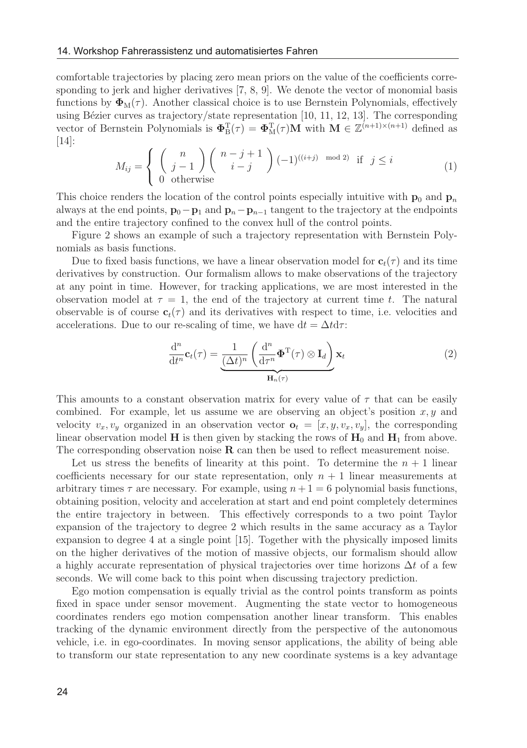comfortable trajectories by placing zero mean priors on the value of the coefficients corresponding to jerk and higher derivatives [7, 8, 9]. We denote the vector of monomial basis functions by $\mathbf{\Phi}_{\mathrm{M}}(\tau)$. Another classical choice is to use Bernstein Polynomials, effectively using Bézier curves as trajectory/state representation [10, 11, 12, 13]. The corresponding vector of Bernstein Polynomials is $\mathbf{\Phi}_{\mathrm{B}}^{\mathrm{T}}(\tau) = \mathbf{\Phi}_{\mathrm{M}}^{\mathrm{T}}(\tau)\mathbf{M}$ with $\mathbf{M} \in \mathbb{Z}^{(n+1)\times(n+1)}$ defined as [14]:

$$
M_{ij} = \begin{cases} \begin{pmatrix} n \\ j-1 \end{pmatrix} \begin{pmatrix} n-j+1 \\ i-j \end{pmatrix} (-1)^{((i+j) \mod 2)} & \text{if } j \leq i \\ 0 \ \text{otherwise} \end{cases} \tag{1}
$$

This choice renders the location of the control points especially intuitive with $\mathbf{p}_0$ and $\mathbf{p}_n$ always at the end points, $\mathbf{p}_0 - \mathbf{p}_1$ and $\mathbf{p}_n - \mathbf{p}_{n-1}$ tangent to the trajectory at the endpoints and the entire trajectory confined to the convex hull of the control points.

Figure 2 shows an example of such a trajectory representation with Bernstein Polynomials as basis functions.

Due to fixed basis functions, we have a linear observation model for $\mathbf{c}_t(\tau)$ and its time derivatives by construction. Our formalism allows to make observations of the trajectory at any point in time. However, for tracking applications, we are most interested in the observation model at $\tau = 1$, the end of the trajectory at current time $t$. The natural observable is of course $\mathbf{c}_t(\tau)$ and its derivatives with respect to time, i.e. velocities and accelerations. Due to our re-scaling of time, we have $\mathrm{d}t = \Delta t \mathrm{d}\tau$:

$$
\frac{\mathrm{d}^n}{\mathrm{d}t^n}\mathbf{c}_t(\tau) = \underbrace{\frac{1}{(\Delta t)^n}\left(\frac{\mathrm{d}^n}{\mathrm{d}\tau^n}\mathbf{\Phi}^{\mathrm{T}}(\tau) \otimes \mathbf{I}_d\right)}_{\mathbf{H}_n(\tau)}\mathbf{x}_t \tag{2}
$$

This amounts to a constant observation matrix for every value of $\tau$ that can be easily combined. For example, let us assume we are observing an object's position $x, y$ and velocity $v_x, v_y$ organized in an observation vector $\mathbf{o}_t = [x, y, v_x, v_y]$, the corresponding linear observation model $\mathbf{H}$ is then given by stacking the rows of $\mathbf{H}_0$ and $\mathbf{H}_1$ from above. The corresponding observation noise $\mathbf{R}$ can then be used to reflect measurement noise.

Let us stress the benefits of linearity at this point. To determine the $n + 1$ linear coefficients necessary for our state representation, only $n + 1$ linear measurements at arbitrary times $\tau$ are necessary. For example, using $n + 1 = 6$ polynomial basis functions, obtaining position, velocity and acceleration at start and end point completely determines the entire trajectory in between. This effectively corresponds to a two point Taylor expansion of the trajectory to degree 2 which results in the same accuracy as a Taylor expansion to degree 4 at a single point [15]. Together with the physically imposed limits on the higher derivatives of the motion of massive objects, our formalism should allow a highly accurate representation of physical trajectories over time horizons $\Delta t$ of a few seconds. We will come back to this point when discussing trajectory prediction.

Ego motion compensation is equally trivial as the control points transform as points fixed in space under sensor movement. Augmenting the state vector to homogeneous coordinates renders ego motion compensation another linear transform. This enables tracking of the dynamic environment directly from the perspective of the autonomous vehicle, i.e. in ego-coordinates. In moving sensor applications, the ability of being able to transform our state representation to any new coordinate systems is a key advantage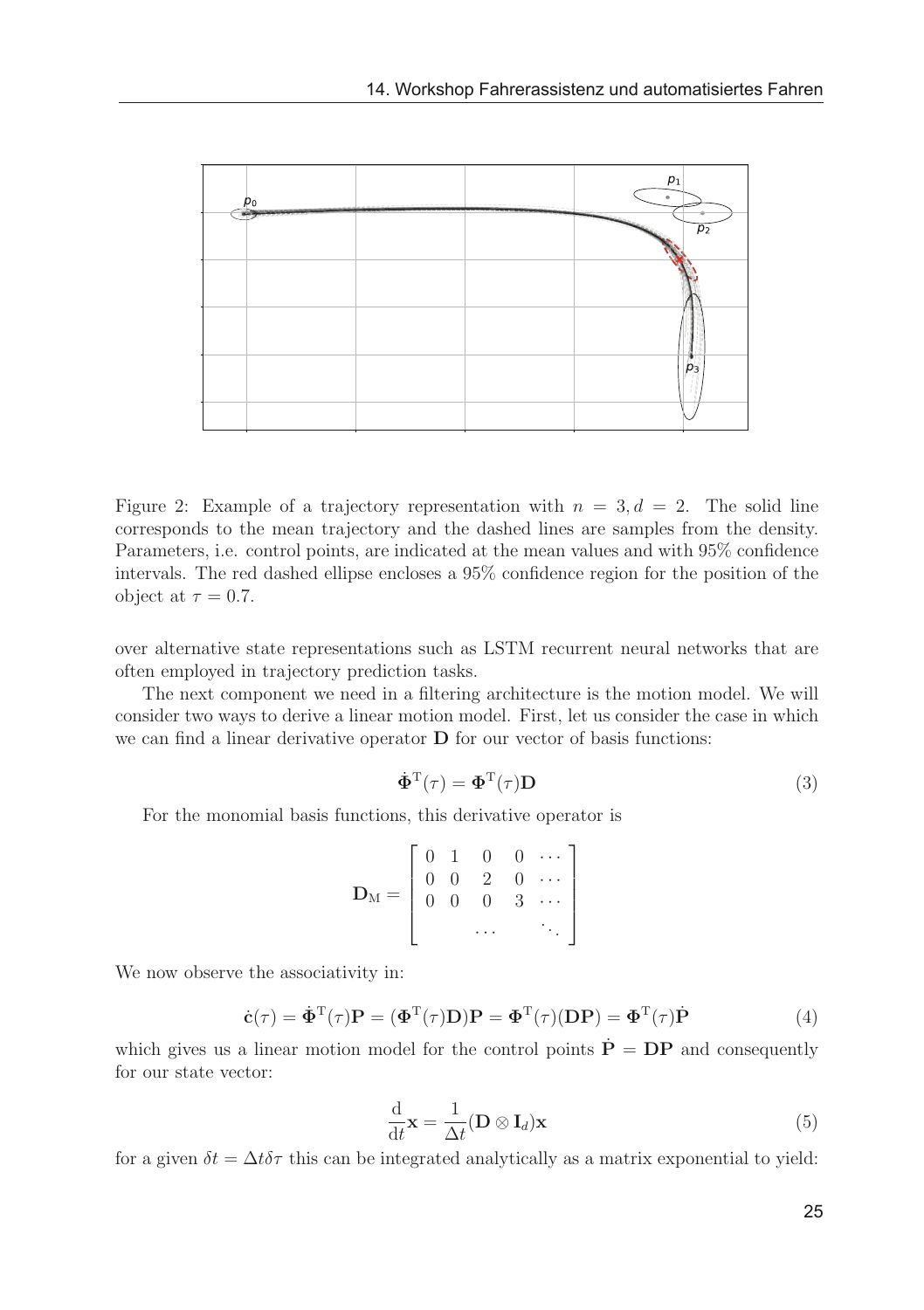Figure 2: Example of a trajectory representation with $n = 3, d = 2$. The solid line corresponds to the mean trajectory and the dashed lines are samples from the density. Parameters, i.e. control points, are indicated at the mean values and with 95% confidence intervals. The red dashed ellipse encloses a 95% confidence region for the position of the object at $\tau = 0.7$.

over alternative state representations such as LSTM recurrent neural networks that are often employed in trajectory prediction tasks.

The next component we need in a filtering architecture is the motion model. We will consider two ways to derive a linear motion model. First, let us consider the case in which we can find a linear derivative operator $\mathbf{D}$ for our vector of basis functions:

$$\dot{\mathbf{\Phi}}^{\mathrm{T}}(\tau) = \mathbf{\Phi}^{\mathrm{T}}(\tau)\mathbf{D} \tag{3}$$

For the monomial basis functions, this derivative operator is

$$\mathbf{D}_{\mathrm{M}} = \begin{bmatrix} 0 & 1 & 0 & 0 & \cdots \\ 0 & 0 & 2 & 0 & \cdots \\ 0 & 0 & 0 & 3 & \cdots \\ & & \cdots & & \ddots \end{bmatrix}$$

We now observe the associativity in:

$$\dot{\mathbf{c}}(\tau) = \dot{\mathbf{\Phi}}^{\mathrm{T}}(\tau)\mathbf{P} = (\mathbf{\Phi}^{\mathrm{T}}(\tau)\mathbf{D})\mathbf{P} = \mathbf{\Phi}^{\mathrm{T}}(\tau)(\mathbf{D}\mathbf{P}) = \mathbf{\Phi}^{\mathrm{T}}(\tau)\dot{\mathbf{P}} \tag{4}$$

which gives us a linear motion model for the control points $\dot{\mathbf{P}} = \mathbf{D}\mathbf{P}$ and consequently for our state vector:

$$\frac{\mathrm{d}}{\mathrm{d}t}\mathbf{x} = \frac{1}{\Delta t}(\mathbf{D} \otimes \mathbf{I}_d)\mathbf{x} \tag{5}$$

for a given $\delta t = \Delta t \delta\tau$ this can be integrated analytically as a matrix exponential to yield: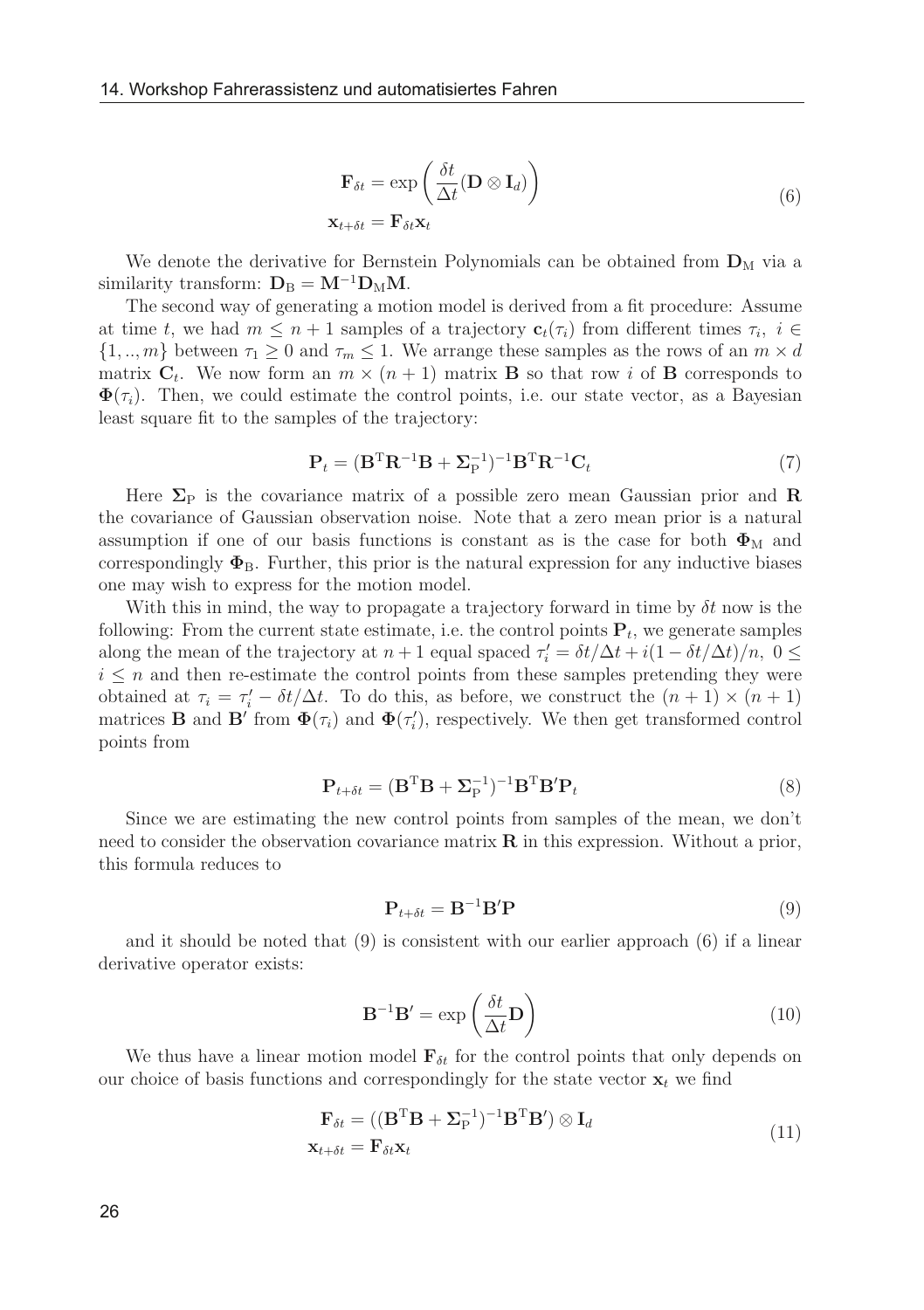$$
\begin{aligned}
\mathbf{F}_{\delta t} &= \exp\left(\frac{\delta t}{\Delta t}(\mathbf{D} \otimes \mathbf{I}_d)\right) \\
\mathbf{x}_{t+\delta t} &= \mathbf{F}_{\delta t}\mathbf{x}_t
\end{aligned}
\tag{6}
$$

We denote the derivative for Bernstein Polynomials can be obtained from $\mathbf{D}_\mathrm{M}$ via a similarity transform: $\mathbf{D}_\mathrm{B} = \mathbf{M}^{-1}\mathbf{D}_\mathrm{M}\mathbf{M}$.

The second way of generating a motion model is derived from a fit procedure: Assume at time $t$, we had $m \leq n+1$ samples of a trajectory $\mathbf{c}_t(\tau_i)$ from different times $\tau_i$, $i \in \{1,..,m\}$ between $\tau_1 \geq 0$ and $\tau_m \leq 1$. We arrange these samples as the rows of an $m \times d$ matrix $\mathbf{C}_t$. We now form an $m \times (n+1)$ matrix $\mathbf{B}$ so that row $i$ of $\mathbf{B}$ corresponds to $\mathbf{\Phi}(\tau_i)$. Then, we could estimate the control points, i.e. our state vector, as a Bayesian least square fit to the samples of the trajectory:

$$
\mathbf{P}_t = (\mathbf{B}^\mathrm{T}\mathbf{R}^{-1}\mathbf{B} + \mathbf{\Sigma}_\mathrm{P}^{-1})^{-1}\mathbf{B}^\mathrm{T}\mathbf{R}^{-1}\mathbf{C}_t
\tag{7}
$$

Here $\mathbf{\Sigma}_\mathrm{P}$ is the covariance matrix of a possible zero mean Gaussian prior and $\mathbf{R}$ the covariance of Gaussian observation noise. Note that a zero mean prior is a natural assumption if one of our basis functions is constant as is the case for both $\mathbf{\Phi}_\mathrm{M}$ and correspondingly $\mathbf{\Phi}_\mathrm{B}$. Further, this prior is the natural expression for any inductive biases one may wish to express for the motion model.

With this in mind, the way to propagate a trajectory forward in time by $\delta t$ now is the following: From the current state estimate, i.e. the control points $\mathbf{P}_t$, we generate samples along the mean of the trajectory at $n+1$ equal spaced $\tau_i' = \delta t/\Delta t + i(1-\delta t/\Delta t)/n$, $0 \leq i \leq n$ and then re-estimate the control points from these samples pretending they were obtained at $\tau_i = \tau_i' - \delta t/\Delta t$. To do this, as before, we construct the $(n+1) \times (n+1)$ matrices $\mathbf{B}$ and $\mathbf{B}'$ from $\mathbf{\Phi}(\tau_i)$ and $\mathbf{\Phi}(\tau_i')$, respectively. We then get transformed control points from

$$
\mathbf{P}_{t+\delta t} = (\mathbf{B}^\mathrm{T}\mathbf{B} + \mathbf{\Sigma}_\mathrm{P}^{-1})^{-1}\mathbf{B}^\mathrm{T}\mathbf{B}'\mathbf{P}_t
\tag{8}
$$

Since we are estimating the new control points from samples of the mean, we don't need to consider the observation covariance matrix $\mathbf{R}$ in this expression. Without a prior, this formula reduces to

$$
\mathbf{P}_{t+\delta t} = \mathbf{B}^{-1}\mathbf{B}'\mathbf{P}
\tag{9}
$$

and it should be noted that (9) is consistent with our earlier approach (6) if a linear derivative operator exists:

$$
\mathbf{B}^{-1}\mathbf{B}' = \exp\left(\frac{\delta t}{\Delta t}\mathbf{D}\right)
\tag{10}
$$

We thus have a linear motion model $\mathbf{F}_{\delta t}$ for the control points that only depends on our choice of basis functions and correspondingly for the state vector $\mathbf{x}_t$ we find

$$
\begin{aligned}
\mathbf{F}_{\delta t} &= ((\mathbf{B}^\mathrm{T}\mathbf{B} + \mathbf{\Sigma}_\mathrm{P}^{-1})^{-1}\mathbf{B}^\mathrm{T}\mathbf{B}') \otimes \mathbf{I}_d \\
\mathbf{x}_{t+\delta t} &= \mathbf{F}_{\delta t}\mathbf{x}_t
\end{aligned}
\tag{11}
$$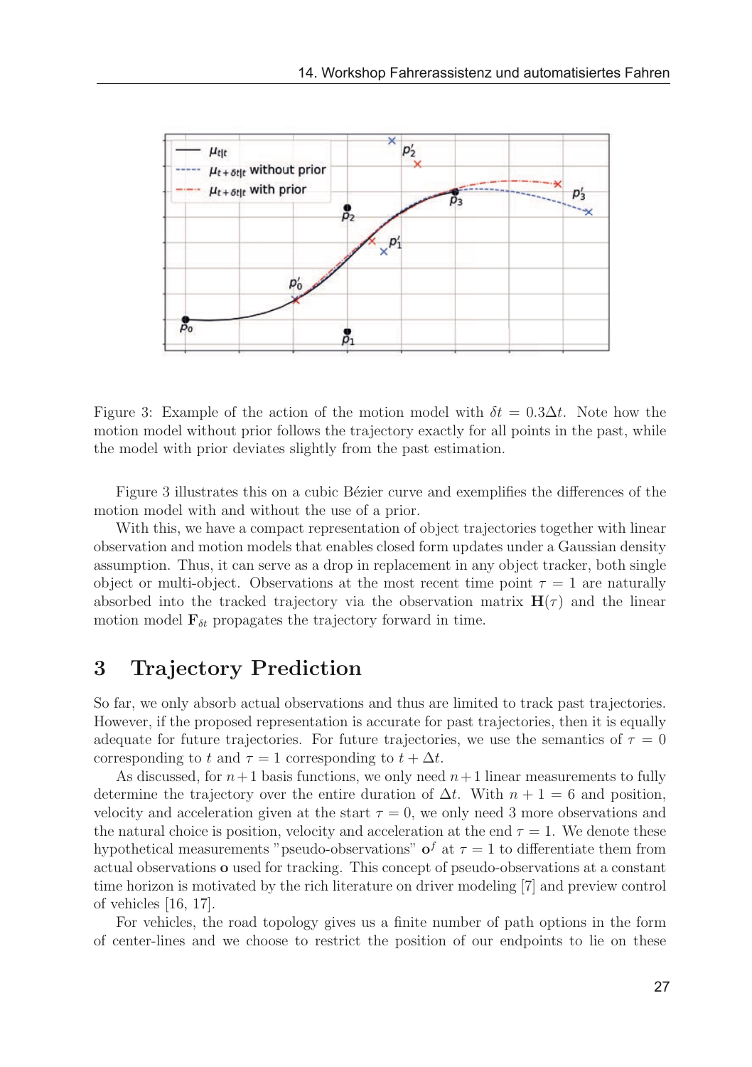Figure 3: Example of the action of the motion model with $\delta t = 0.3\Delta t$. Note how the motion model without prior follows the trajectory exactly for all points in the past, while the model with prior deviates slightly from the past estimation.

Figure 3 illustrates this on a cubic Bézier curve and exemplifies the differences of the motion model with and without the use of a prior.

With this, we have a compact representation of object trajectories together with linear observation and motion models that enables closed form updates under a Gaussian density assumption. Thus, it can serve as a drop in replacement in any object tracker, both single object or multi-object. Observations at the most recent time point $\tau = 1$ are naturally absorbed into the tracked trajectory via the observation matrix $\mathbf{H}(\tau)$ and the linear motion model $\mathbf{F}_{\delta t}$ propagates the trajectory forward in time.

# 3 Trajectory Prediction

So far, we only absorb actual observations and thus are limited to track past trajectories. However, if the proposed representation is accurate for past trajectories, then it is equally adequate for future trajectories. For future trajectories, we use the semantics of $\tau = 0$ corresponding to $t$ and $\tau = 1$ corresponding to $t + \Delta t$.

As discussed, for $n+1$ basis functions, we only need $n+1$ linear measurements to fully determine the trajectory over the entire duration of $\Delta t$. With $n + 1 = 6$ and position, velocity and acceleration given at the start $\tau = 0$, we only need 3 more observations and the natural choice is position, velocity and acceleration at the end $\tau = 1$. We denote these hypothetical measurements "pseudo-observations" $\mathbf{o}^f$ at $\tau = 1$ to differentiate them from actual observations $\mathbf{o}$ used for tracking. This concept of pseudo-observations at a constant time horizon is motivated by the rich literature on driver modeling [7] and preview control of vehicles [16, 17].

For vehicles, the road topology gives us a finite number of path options in the form of center-lines and we choose to restrict the position of our endpoints to lie on these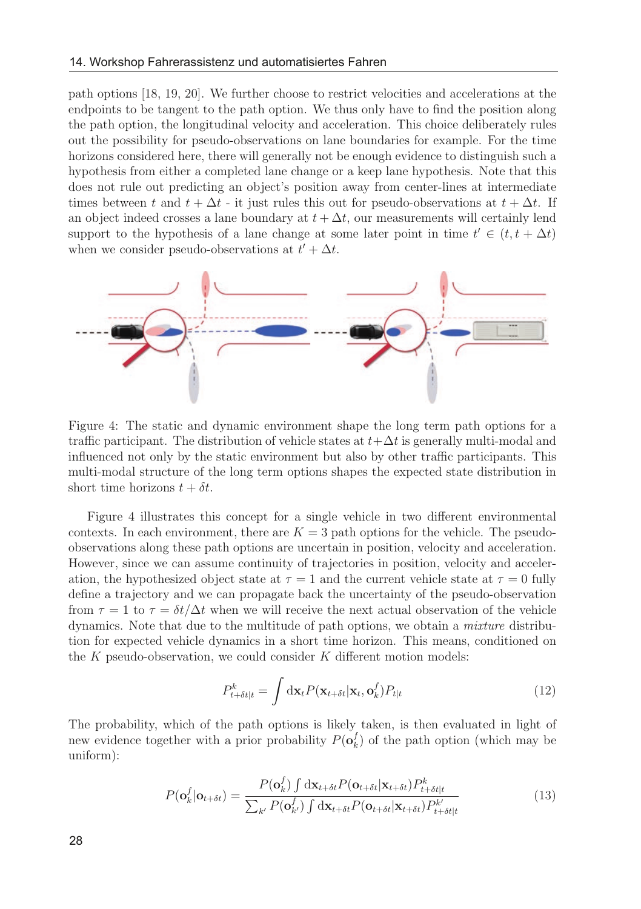path options [18, 19, 20]. We further choose to restrict velocities and accelerations at the endpoints to be tangent to the path option. We thus only have to find the position along the path option, the longitudinal velocity and acceleration. This choice deliberately rules out the possibility for pseudo-observations on lane boundaries for example. For the time horizons considered here, there will generally not be enough evidence to distinguish such a hypothesis from either a completed lane change or a keep lane hypothesis. Note that this does not rule out predicting an object's position away from center-lines at intermediate times between $t$ and $t + \Delta t$ - it just rules this out for pseudo-observations at $t + \Delta t$. If an object indeed crosses a lane boundary at $t + \Delta t$, our measurements will certainly lend support to the hypothesis of a lane change at some later point in time $t' \in (t, t + \Delta t)$ when we consider pseudo-observations at $t' + \Delta t$.

Figure 4: The static and dynamic environment shape the long term path options for a traffic participant. The distribution of vehicle states at $t+\Delta t$ is generally multi-modal and influenced not only by the static environment but also by other traffic participants. This multi-modal structure of the long term options shapes the expected state distribution in short time horizons $t + \delta t$.

Figure 4 illustrates this concept for a single vehicle in two different environmental contexts. In each environment, there are $K = 3$ path options for the vehicle. The pseudo-observations along these path options are uncertain in position, velocity and acceleration. However, since we can assume continuity of trajectories in position, velocity and acceleration, the hypothesized object state at $\tau = 1$ and the current vehicle state at $\tau = 0$ fully define a trajectory and we can propagate back the uncertainty of the pseudo-observation from $\tau = 1$ to $\tau = \delta t / \Delta t$ when we will receive the next actual observation of the vehicle dynamics. Note that due to the multitude of path options, we obtain a *mixture* distribution for expected vehicle dynamics in a short time horizon. This means, conditioned on the $K$ pseudo-observation, we could consider $K$ different motion models:

$$P^k_{t+\delta t|t} = \int \mathrm{d}\mathbf{x}_t P(\mathbf{x}_{t+\delta t}|\mathbf{x}_t, \mathbf{o}^f_k) P_{t|t} \tag{12}$$

The probability, which of the path options is likely taken, is then evaluated in light of new evidence together with a prior probability $P(\mathbf{o}^f_k)$ of the path option (which may be uniform):

$$P(\mathbf{o}^f_k|\mathbf{o}_{t+\delta t}) = \frac{P(\mathbf{o}^f_k) \int \mathrm{d}\mathbf{x}_{t+\delta t} P(\mathbf{o}_{t+\delta t}|\mathbf{x}_{t+\delta t}) P^k_{t+\delta t|t}}{\sum_{k'} P(\mathbf{o}^f_{k'}) \int \mathrm{d}\mathbf{x}_{t+\delta t} P(\mathbf{o}_{t+\delta t}|\mathbf{x}_{t+\delta t}) P^{k'}_{t+\delta t|t}} \tag{13}$$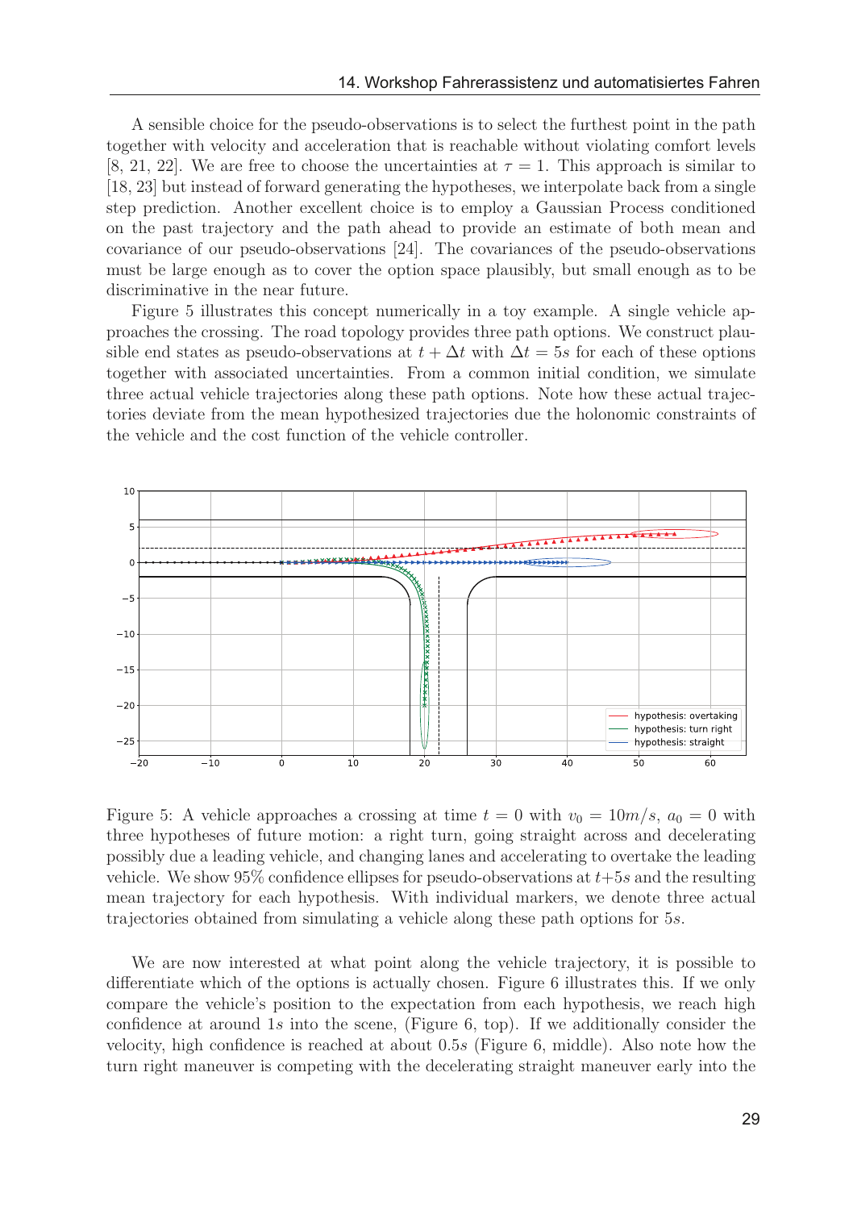A sensible choice for the pseudo-observations is to select the furthest point in the path together with velocity and acceleration that is reachable without violating comfort levels [8, 21, 22]. We are free to choose the uncertainties at $\tau = 1$. This approach is similar to [18, 23] but instead of forward generating the hypotheses, we interpolate back from a single step prediction. Another excellent choice is to employ a Gaussian Process conditioned on the past trajectory and the path ahead to provide an estimate of both mean and covariance of our pseudo-observations [24]. The covariances of the pseudo-observations must be large enough as to cover the option space plausibly, but small enough as to be discriminative in the near future.

Figure 5 illustrates this concept numerically in a toy example. A single vehicle approaches the crossing. The road topology provides three path options. We construct plausible end states as pseudo-observations at $t + \Delta t$ with $\Delta t = 5s$ for each of these options together with associated uncertainties. From a common initial condition, we simulate three actual vehicle trajectories along these path options. Note how these actual trajectories deviate from the mean hypothesized trajectories due the holonomic constraints of the vehicle and the cost function of the vehicle controller.

Figure 5: A vehicle approaches a crossing at time $t = 0$ with $v_0 = 10m/s$, $a_0 = 0$ with three hypotheses of future motion: a right turn, going straight across and decelerating possibly due a leading vehicle, and changing lanes and accelerating to overtake the leading vehicle. We show 95% confidence ellipses for pseudo-observations at $t+5s$ and the resulting mean trajectory for each hypothesis. With individual markers, we denote three actual trajectories obtained from simulating a vehicle along these path options for $5s$.

We are now interested at what point along the vehicle trajectory, it is possible to differentiate which of the options is actually chosen. Figure 6 illustrates this. If we only compare the vehicle's position to the expectation from each hypothesis, we reach high confidence at around $1s$ into the scene, (Figure 6, top). If we additionally consider the velocity, high confidence is reached at about $0.5s$ (Figure 6, middle). Also note how the turn right maneuver is competing with the decelerating straight maneuver early into the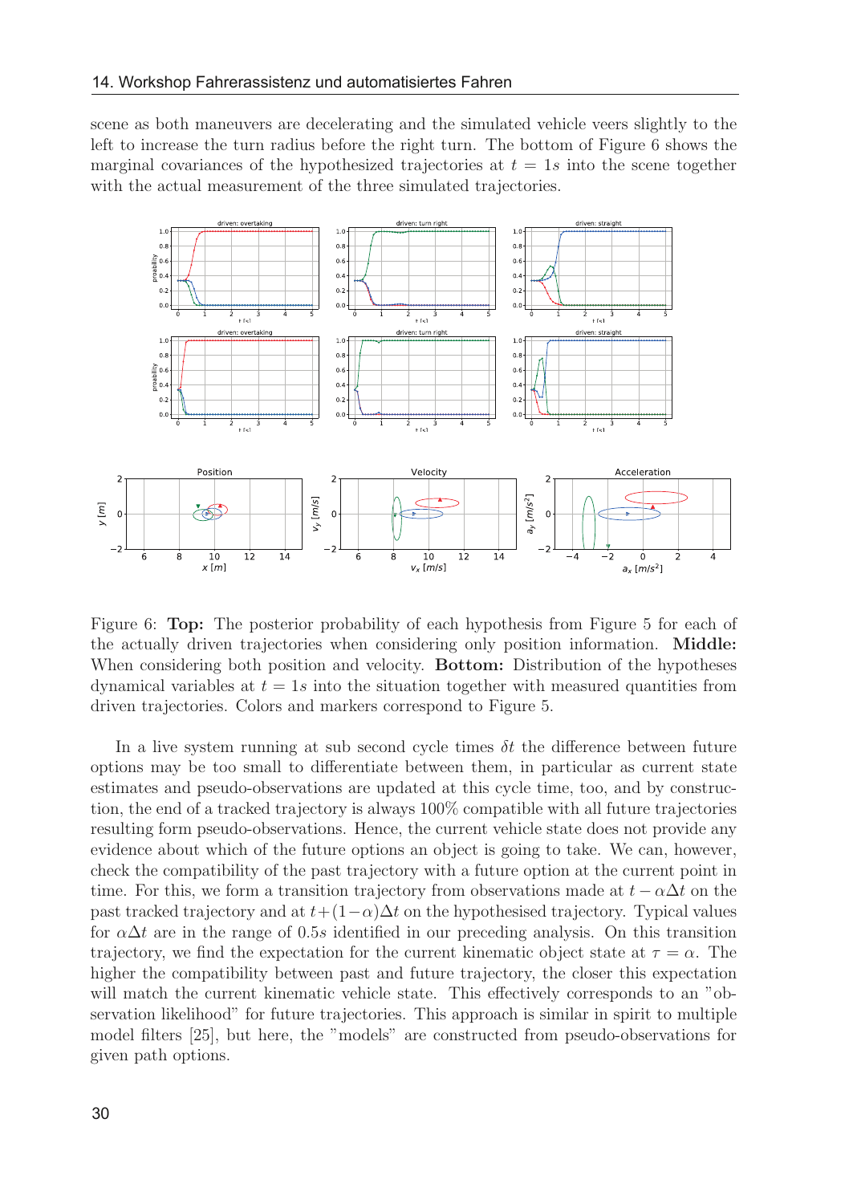scene as both maneuvers are decelerating and the simulated vehicle veers slightly to the left to increase the turn radius before the right turn. The bottom of Figure 6 shows the marginal covariances of the hypothesized trajectories at $t = 1s$ into the scene together with the actual measurement of the three simulated trajectories.

Figure 6: **Top:** The posterior probability of each hypothesis from Figure 5 for each of the actually driven trajectories when considering only position information. **Middle:** When considering both position and velocity. **Bottom:** Distribution of the hypotheses dynamical variables at $t = 1s$ into the situation together with measured quantities from driven trajectories. Colors and markers correspond to Figure 5.

In a live system running at sub second cycle times $\delta t$ the difference between future options may be too small to differentiate between them, in particular as current state estimates and pseudo-observations are updated at this cycle time, too, and by construction, the end of a tracked trajectory is always 100% compatible with all future trajectories resulting form pseudo-observations. Hence, the current vehicle state does not provide any evidence about which of the future options an object is going to take. We can, however, check the compatibility of the past trajectory with a future option at the current point in time. For this, we form a transition trajectory from observations made at $t - \alpha\Delta t$ on the past tracked trajectory and at $t+(1-\alpha)\Delta t$ on the hypothesised trajectory. Typical values for $\alpha\Delta t$ are in the range of $0.5s$ identified in our preceding analysis. On this transition trajectory, we find the expectation for the current kinematic object state at $\tau = \alpha$. The higher the compatibility between past and future trajectory, the closer this expectation will match the current kinematic vehicle state. This effectively corresponds to an "observation likelihood" for future trajectories. This approach is similar in spirit to multiple model filters [25], but here, the "models" are constructed from pseudo-observations for given path options.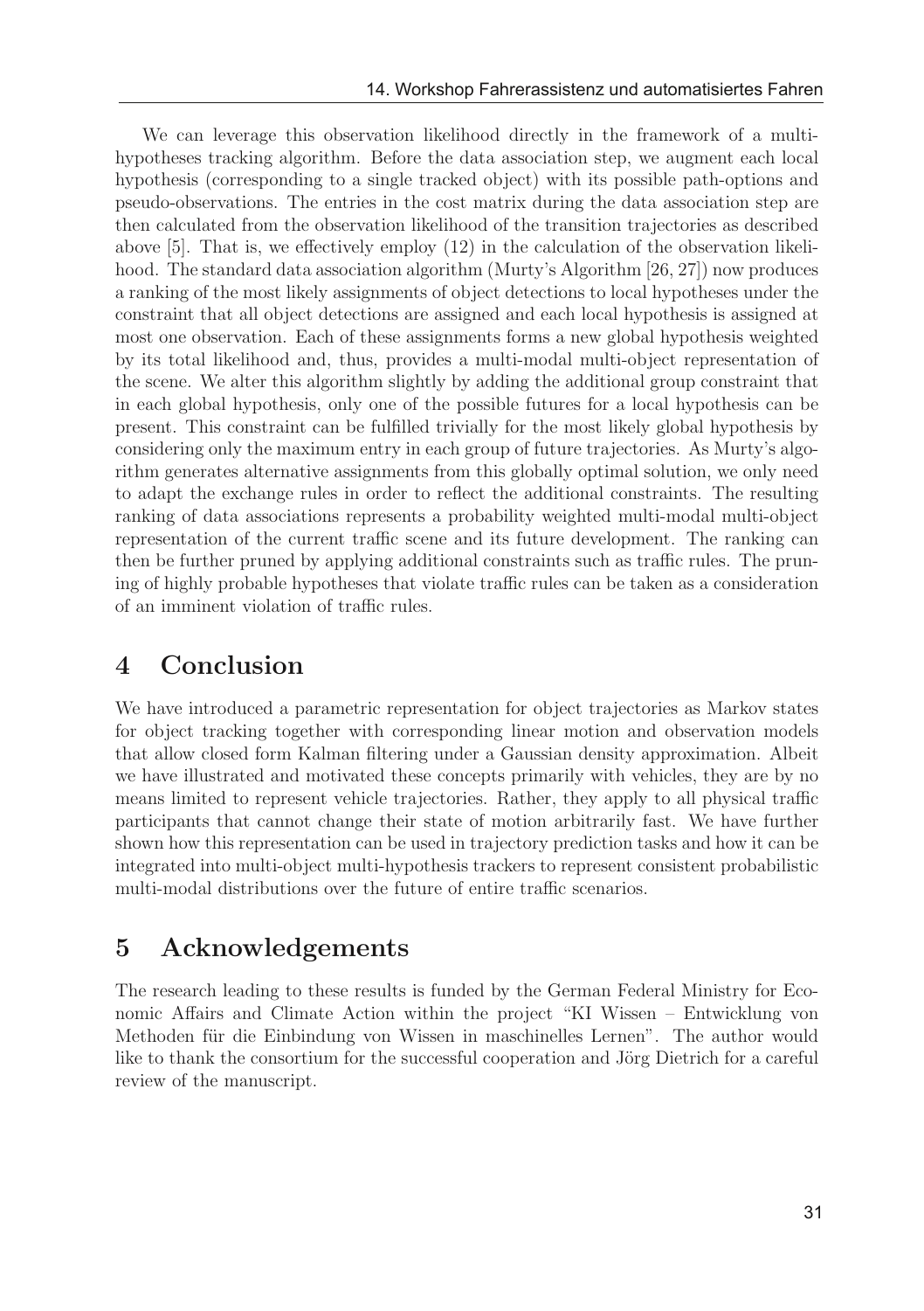We can leverage this observation likelihood directly in the framework of a multi-hypotheses tracking algorithm. Before the data association step, we augment each local hypothesis (corresponding to a single tracked object) with its possible path-options and pseudo-observations. The entries in the cost matrix during the data association step are then calculated from the observation likelihood of the transition trajectories as described above [5]. That is, we effectively employ (12) in the calculation of the observation likelihood. The standard data association algorithm (Murty's Algorithm [26, 27]) now produces a ranking of the most likely assignments of object detections to local hypotheses under the constraint that all object detections are assigned and each local hypothesis is assigned at most one observation. Each of these assignments forms a new global hypothesis weighted by its total likelihood and, thus, provides a multi-modal multi-object representation of the scene. We alter this algorithm slightly by adding the additional group constraint that in each global hypothesis, only one of the possible futures for a local hypothesis can be present. This constraint can be fulfilled trivially for the most likely global hypothesis by considering only the maximum entry in each group of future trajectories. As Murty's algorithm generates alternative assignments from this globally optimal solution, we only need to adapt the exchange rules in order to reflect the additional constraints. The resulting ranking of data associations represents a probability weighted multi-modal multi-object representation of the current traffic scene and its future development. The ranking can then be further pruned by applying additional constraints such as traffic rules. The pruning of highly probable hypotheses that violate traffic rules can be taken as a consideration of an imminent violation of traffic rules.

## 4 Conclusion

We have introduced a parametric representation for object trajectories as Markov states for object tracking together with corresponding linear motion and observation models that allow closed form Kalman filtering under a Gaussian density approximation. Albeit we have illustrated and motivated these concepts primarily with vehicles, they are by no means limited to represent vehicle trajectories. Rather, they apply to all physical traffic participants that cannot change their state of motion arbitrarily fast. We have further shown how this representation can be used in trajectory prediction tasks and how it can be integrated into multi-object multi-hypothesis trackers to represent consistent probabilistic multi-modal distributions over the future of entire traffic scenarios.

## 5 Acknowledgements

The research leading to these results is funded by the German Federal Ministry for Economic Affairs and Climate Action within the project "KI Wissen – Entwicklung von Methoden für die Einbindung von Wissen in maschinelles Lernen". The author would like to thank the consortium for the successful cooperation and Jörg Dietrich for a careful review of the manuscript.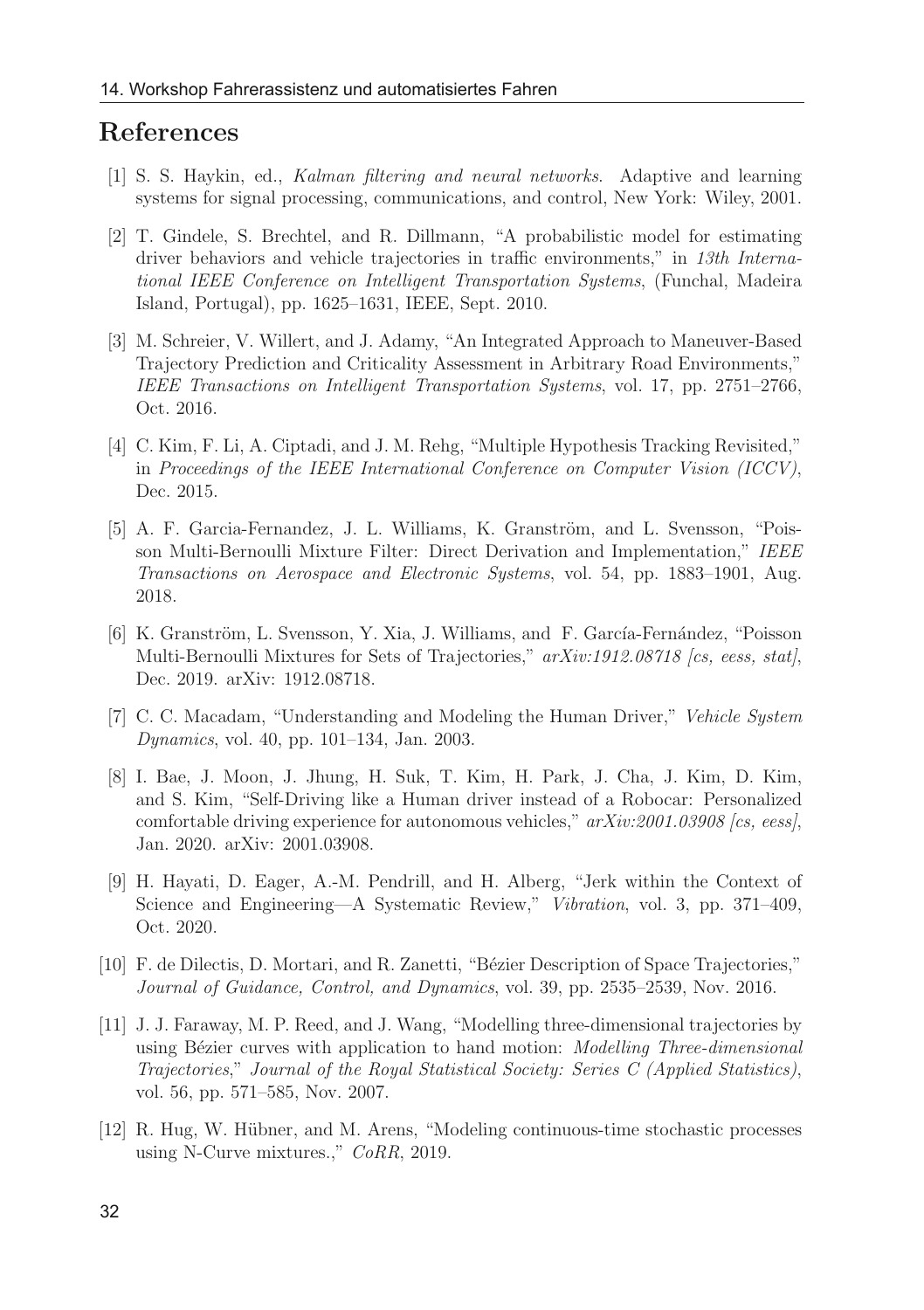## References

[1] S. S. Haykin, ed., *Kalman filtering and neural networks*. Adaptive and learning systems for signal processing, communications, and control, New York: Wiley, 2001.

[2] T. Gindele, S. Brechtel, and R. Dillmann, "A probabilistic model for estimating driver behaviors and vehicle trajectories in traffic environments," in *13th International IEEE Conference on Intelligent Transportation Systems*, (Funchal, Madeira Island, Portugal), pp. 1625–1631, IEEE, Sept. 2010.

[3] M. Schreier, V. Willert, and J. Adamy, "An Integrated Approach to Maneuver-Based Trajectory Prediction and Criticality Assessment in Arbitrary Road Environments," *IEEE Transactions on Intelligent Transportation Systems*, vol. 17, pp. 2751–2766, Oct. 2016.

[4] C. Kim, F. Li, A. Ciptadi, and J. M. Rehg, "Multiple Hypothesis Tracking Revisited," in *Proceedings of the IEEE International Conference on Computer Vision (ICCV)*, Dec. 2015.

[5] A. F. Garcia-Fernandez, J. L. Williams, K. Granström, and L. Svensson, "Poisson Multi-Bernoulli Mixture Filter: Direct Derivation and Implementation," *IEEE Transactions on Aerospace and Electronic Systems*, vol. 54, pp. 1883–1901, Aug. 2018.

[6] K. Granström, L. Svensson, Y. Xia, J. Williams, and F. García-Fernández, "Poisson Multi-Bernoulli Mixtures for Sets of Trajectories," *arXiv:1912.08718 [cs, eess, stat]*, Dec. 2019. arXiv: 1912.08718.

[7] C. C. Macadam, "Understanding and Modeling the Human Driver," *Vehicle System Dynamics*, vol. 40, pp. 101–134, Jan. 2003.

[8] I. Bae, J. Moon, J. Jhung, H. Suk, T. Kim, H. Park, J. Cha, J. Kim, D. Kim, and S. Kim, "Self-Driving like a Human driver instead of a Robocar: Personalized comfortable driving experience for autonomous vehicles," *arXiv:2001.03908 [cs, eess]*, Jan. 2020. arXiv: 2001.03908.

[9] H. Hayati, D. Eager, A.-M. Pendrill, and H. Alberg, "Jerk within the Context of Science and Engineering—A Systematic Review," *Vibration*, vol. 3, pp. 371–409, Oct. 2020.

[10] F. de Dilectis, D. Mortari, and R. Zanetti, "Bézier Description of Space Trajectories," *Journal of Guidance, Control, and Dynamics*, vol. 39, pp. 2535–2539, Nov. 2016.

[11] J. J. Faraway, M. P. Reed, and J. Wang, "Modelling three-dimensional trajectories by using Bézier curves with application to hand motion: *Modelling Three-dimensional Trajectories*," *Journal of the Royal Statistical Society: Series C (Applied Statistics)*, vol. 56, pp. 571–585, Nov. 2007.

[12] R. Hug, W. Hübner, and M. Arens, "Modeling continuous-time stochastic processes using N-Curve mixtures.," *CoRR*, 2019.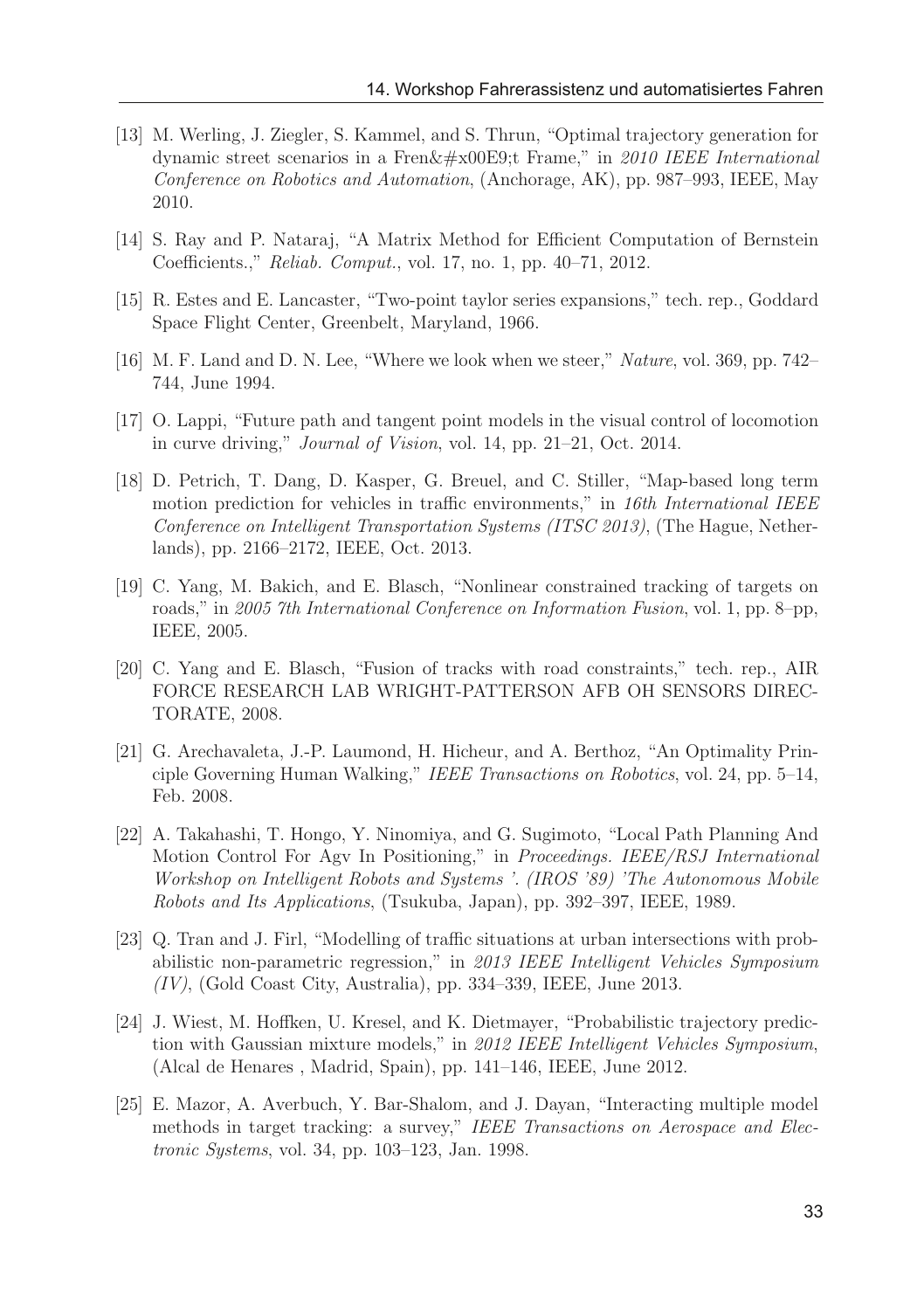[13] M. Werling, J. Ziegler, S. Kammel, and S. Thrun, “Optimal trajectory generation for dynamic street scenarios in a Fren&#x00E9;t Frame,” in *2010 IEEE International Conference on Robotics and Automation*, (Anchorage, AK), pp. 987–993, IEEE, May 2010.

[14] S. Ray and P. Nataraj, “A Matrix Method for Efficient Computation of Bernstein Coefficients.,” *Reliab. Comput.*, vol. 17, no. 1, pp. 40–71, 2012.

[15] R. Estes and E. Lancaster, “Two-point taylor series expansions,” tech. rep., Goddard Space Flight Center, Greenbelt, Maryland, 1966.

[16] M. F. Land and D. N. Lee, “Where we look when we steer,” *Nature*, vol. 369, pp. 742–744, June 1994.

[17] O. Lappi, “Future path and tangent point models in the visual control of locomotion in curve driving,” *Journal of Vision*, vol. 14, pp. 21–21, Oct. 2014.

[18] D. Petrich, T. Dang, D. Kasper, G. Breuel, and C. Stiller, “Map-based long term motion prediction for vehicles in traffic environments,” in *16th International IEEE Conference on Intelligent Transportation Systems (ITSC 2013)*, (The Hague, Netherlands), pp. 2166–2172, IEEE, Oct. 2013.

[19] C. Yang, M. Bakich, and E. Blasch, “Nonlinear constrained tracking of targets on roads,” in *2005 7th International Conference on Information Fusion*, vol. 1, pp. 8–pp, IEEE, 2005.

[20] C. Yang and E. Blasch, “Fusion of tracks with road constraints,” tech. rep., AIR FORCE RESEARCH LAB WRIGHT-PATTERSON AFB OH SENSORS DIRECTORATE, 2008.

[21] G. Arechavaleta, J.-P. Laumond, H. Hicheur, and A. Berthoz, “An Optimality Principle Governing Human Walking,” *IEEE Transactions on Robotics*, vol. 24, pp. 5–14, Feb. 2008.

[22] A. Takahashi, T. Hongo, Y. Ninomiya, and G. Sugimoto, “Local Path Planning And Motion Control For Agv In Positioning,” in *Proceedings. IEEE/RSJ International Workshop on Intelligent Robots and Systems '. (IROS '89) 'The Autonomous Mobile Robots and Its Applications*, (Tsukuba, Japan), pp. 392–397, IEEE, 1989.

[23] Q. Tran and J. Firl, “Modelling of traffic situations at urban intersections with probabilistic non-parametric regression,” in *2013 IEEE Intelligent Vehicles Symposium (IV)*, (Gold Coast City, Australia), pp. 334–339, IEEE, June 2013.

[24] J. Wiest, M. Hoffken, U. Kresel, and K. Dietmayer, “Probabilistic trajectory prediction with Gaussian mixture models,” in *2012 IEEE Intelligent Vehicles Symposium*, (Alcal de Henares , Madrid, Spain), pp. 141–146, IEEE, June 2012.

[25] E. Mazor, A. Averbuch, Y. Bar-Shalom, and J. Dayan, “Interacting multiple model methods in target tracking: a survey,” *IEEE Transactions on Aerospace and Electronic Systems*, vol. 34, pp. 103–123, Jan. 1998.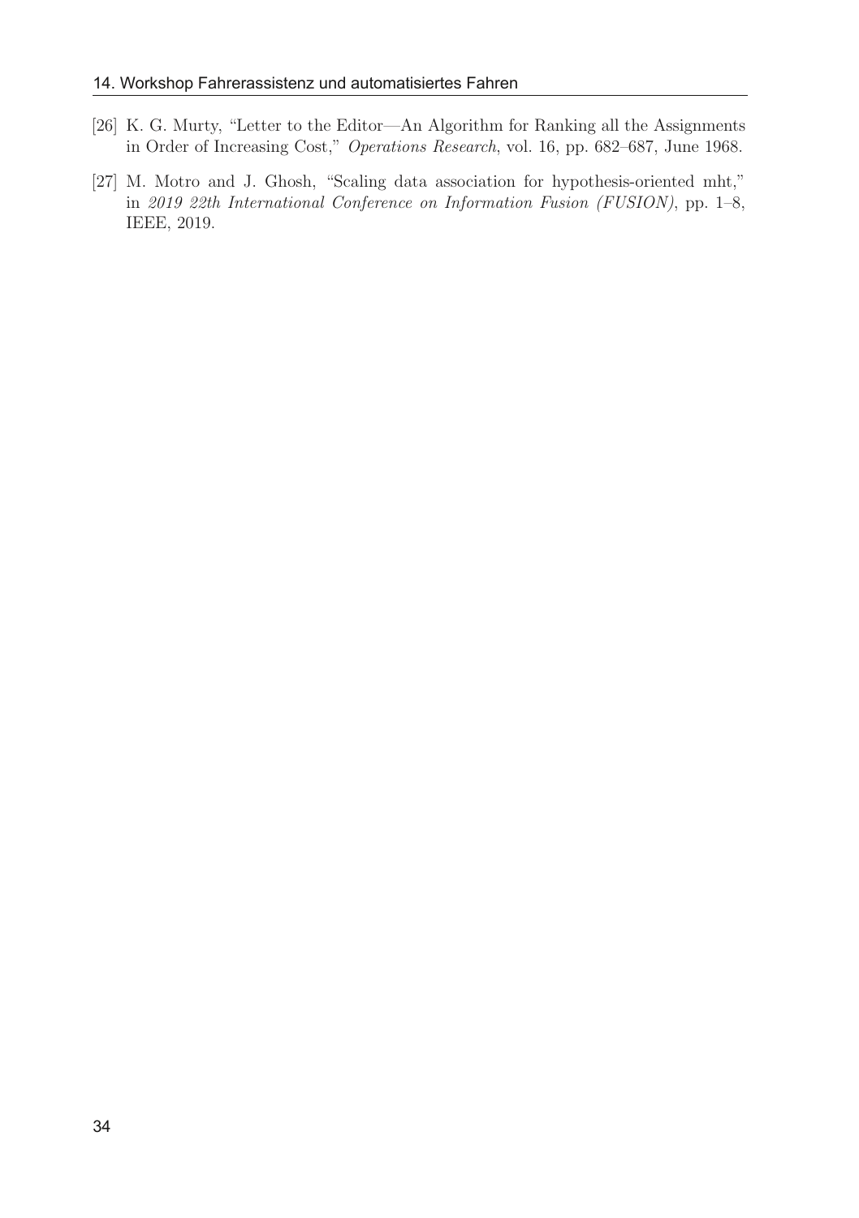[26] K. G. Murty, "Letter to the Editor—An Algorithm for Ranking all the Assignments in Order of Increasing Cost," *Operations Research*, vol. 16, pp. 682–687, June 1968.

[27] M. Motro and J. Ghosh, "Scaling data association for hypothesis-oriented mht," in *2019 22th International Conference on Information Fusion (FUSION)*, pp. 1–8, IEEE, 2019.